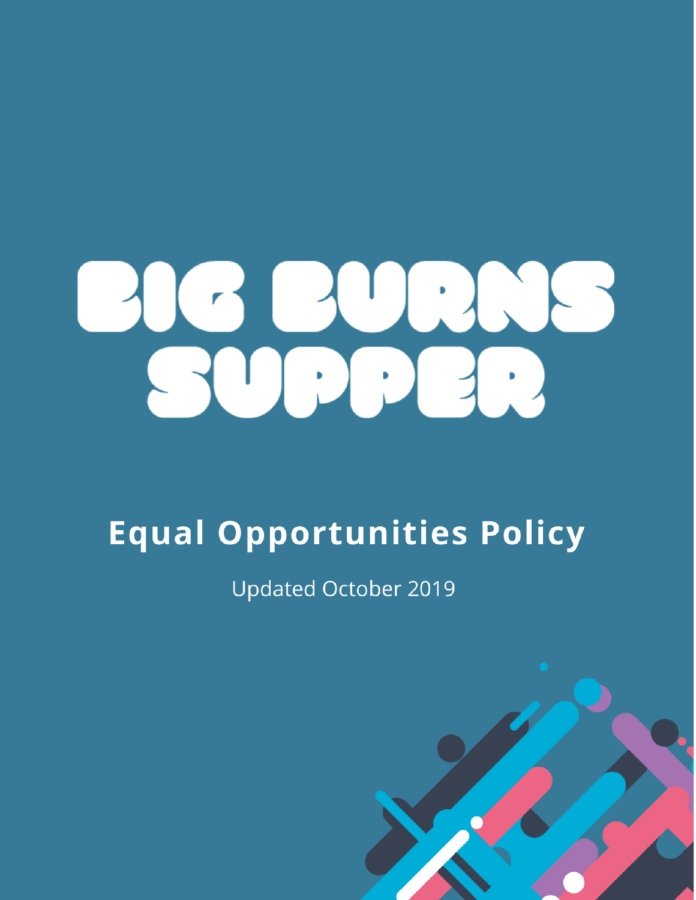# BIG BURNS SUPPER

## Equal Opportunities Policy

Updated October 2019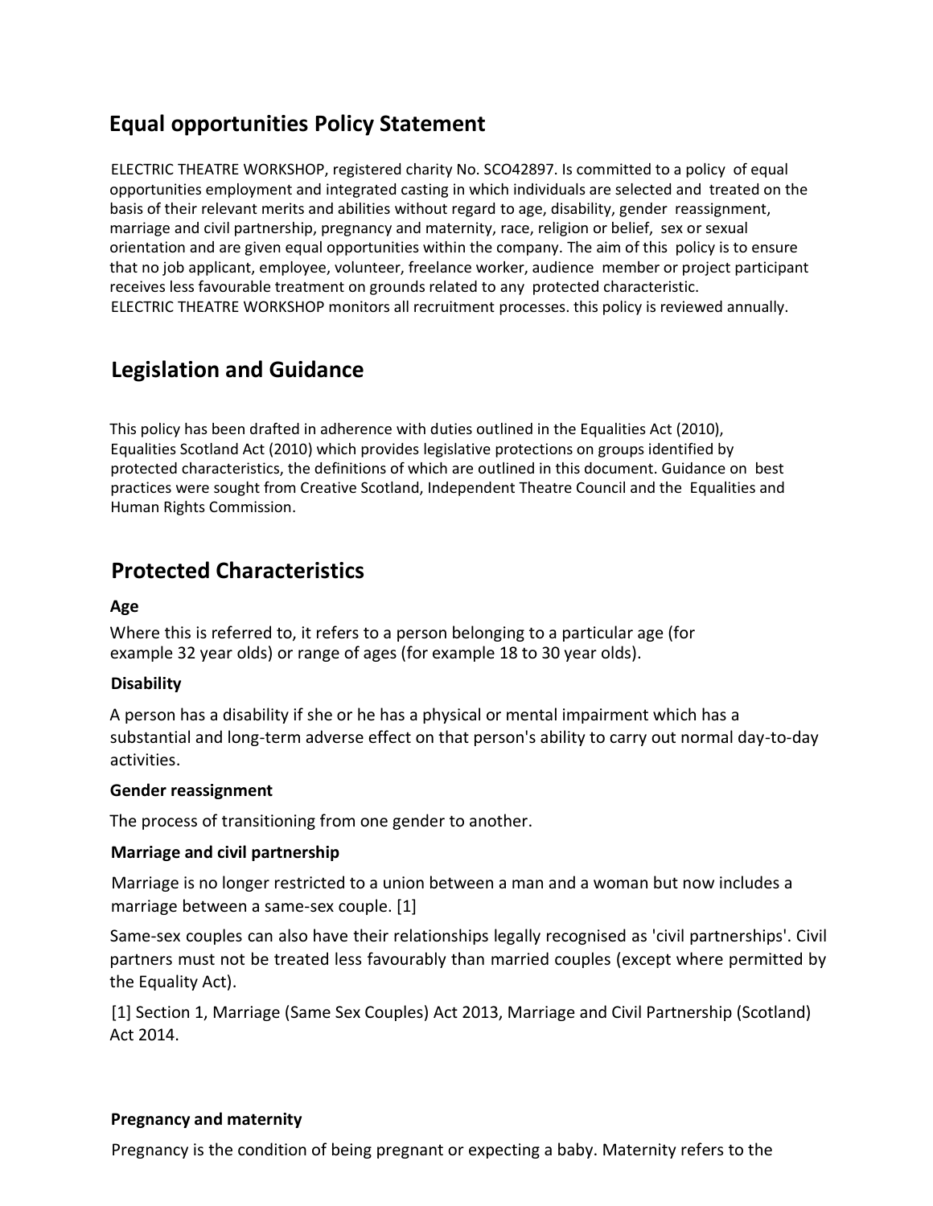## Equal opportunities Policy Statement

ELECTRIC THEATRE WORKSHOP, registered charity No. SCO42897. Is committed to a policy of equal opportunities employment and integrated casting in which individuals are selected and treated on the basis of their relevant merits and abilities without regard to age, disability, gender reassignment, marriage and civil partnership, pregnancy and maternity, race, religion or belief, sex or sexual orientation and are given equal opportunities within the company. The aim of this policy is to ensure that no job applicant, employee, volunteer, freelance worker, audience member or project participant receives less favourable treatment on grounds related to any protected characteristic.
ELECTRIC THEATRE WORKSHOP monitors all recruitment processes. this policy is reviewed annually.

## Legislation and Guidance

This policy has been drafted in adherence with duties outlined in the Equalities Act (2010), Equalities Scotland Act (2010) which provides legislative protections on groups identified by protected characteristics, the definitions of which are outlined in this document. Guidance on best practices were sought from Creative Scotland, Independent Theatre Council and the Equalities and Human Rights Commission.

## Protected Characteristics

**Age**

Where this is referred to, it refers to a person belonging to a particular age (for example 32 year olds) or range of ages (for example 18 to 30 year olds).

**Disability**

A person has a disability if she or he has a physical or mental impairment which has a substantial and long-term adverse effect on that person's ability to carry out normal day-to-day activities.

**Gender reassignment**

The process of transitioning from one gender to another.

**Marriage and civil partnership**

Marriage is no longer restricted to a union between a man and a woman but now includes a marriage between a same-sex couple. [1]

Same-sex couples can also have their relationships legally recognised as 'civil partnerships'. Civil partners must not be treated less favourably than married couples (except where permitted by the Equality Act).

[1] Section 1, Marriage (Same Sex Couples) Act 2013, Marriage and Civil Partnership (Scotland) Act 2014.

**Pregnancy and maternity**

Pregnancy is the condition of being pregnant or expecting a baby. Maternity refers to the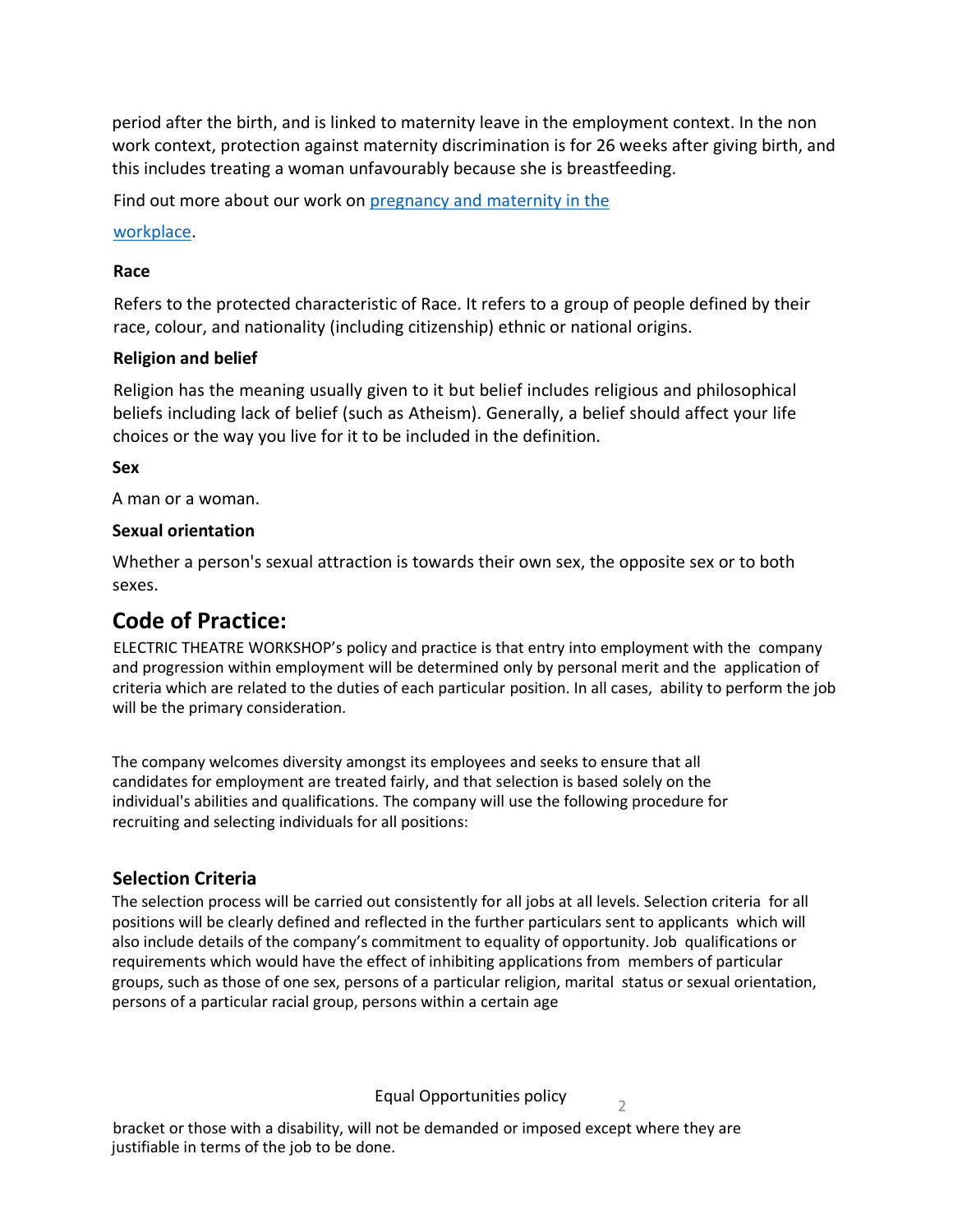period after the birth, and is linked to maternity leave in the employment context. In the non work context, protection against maternity discrimination is for 26 weeks after giving birth, and this includes treating a woman unfavourably because she is breastfeeding.

Find out more about our work on [pregnancy and maternity in the workplace](#).

**Race**

Refers to the protected characteristic of Race. It refers to a group of people defined by their race, colour, and nationality (including citizenship) ethnic or national origins.

**Religion and belief**

Religion has the meaning usually given to it but belief includes religious and philosophical beliefs including lack of belief (such as Atheism). Generally, a belief should affect your life choices or the way you live for it to be included in the definition.

**Sex**

A man or a woman.

**Sexual orientation**

Whether a person's sexual attraction is towards their own sex, the opposite sex or to both sexes.

## Code of Practice:

ELECTRIC THEATRE WORKSHOP's policy and practice is that entry into employment with the company and progression within employment will be determined only by personal merit and the application of criteria which are related to the duties of each particular position. In all cases, ability to perform the job will be the primary consideration.

The company welcomes diversity amongst its employees and seeks to ensure that all candidates for employment are treated fairly, and that selection is based solely on the individual's abilities and qualifications. The company will use the following procedure for recruiting and selecting individuals for all positions:

### Selection Criteria

The selection process will be carried out consistently for all jobs at all levels. Selection criteria for all positions will be clearly defined and reflected in the further particulars sent to applicants which will also include details of the company's commitment to equality of opportunity. Job qualifications or requirements which would have the effect of inhibiting applications from members of particular groups, such as those of one sex, persons of a particular religion, marital status or sexual orientation, persons of a particular racial group, persons within a certain age bracket or those with a disability, will not be demanded or imposed except where they are justifiable in terms of the job to be done.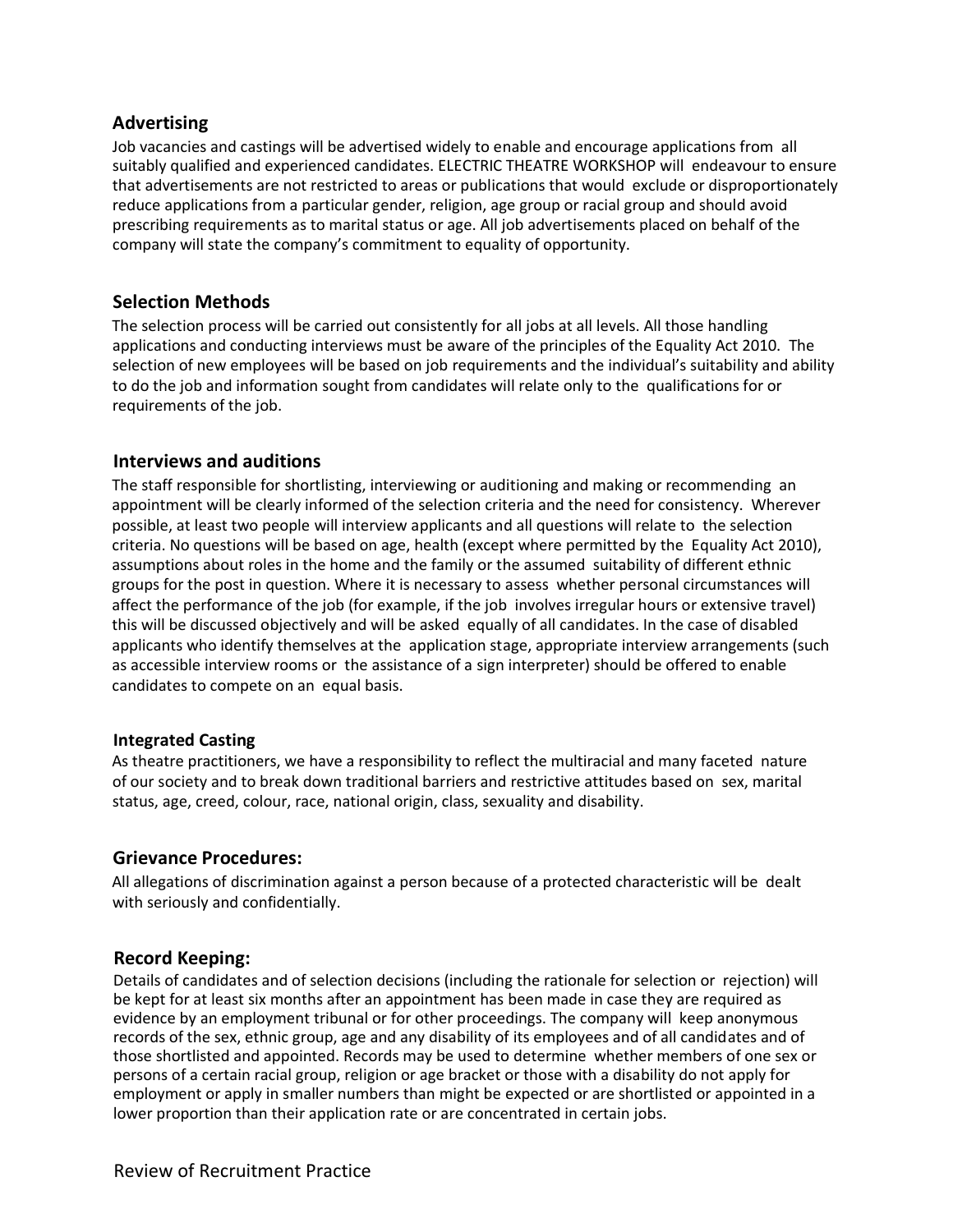## Advertising

Job vacancies and castings will be advertised widely to enable and encourage applications from all suitably qualified and experienced candidates. ELECTRIC THEATRE WORKSHOP will endeavour to ensure that advertisements are not restricted to areas or publications that would exclude or disproportionately reduce applications from a particular gender, religion, age group or racial group and should avoid prescribing requirements as to marital status or age. All job advertisements placed on behalf of the company will state the company's commitment to equality of opportunity.

## Selection Methods

The selection process will be carried out consistently for all jobs at all levels. All those handling applications and conducting interviews must be aware of the principles of the Equality Act 2010. The selection of new employees will be based on job requirements and the individual's suitability and ability to do the job and information sought from candidates will relate only to the qualifications for or requirements of the job.

## Interviews and auditions

The staff responsible for shortlisting, interviewing or auditioning and making or recommending an appointment will be clearly informed of the selection criteria and the need for consistency. Wherever possible, at least two people will interview applicants and all questions will relate to the selection criteria. No questions will be based on age, health (except where permitted by the Equality Act 2010), assumptions about roles in the home and the family or the assumed suitability of different ethnic groups for the post in question. Where it is necessary to assess whether personal circumstances will affect the performance of the job (for example, if the job involves irregular hours or extensive travel) this will be discussed objectively and will be asked equally of all candidates. In the case of disabled applicants who identify themselves at the application stage, appropriate interview arrangements (such as accessible interview rooms or the assistance of a sign interpreter) should be offered to enable candidates to compete on an equal basis.

### Integrated Casting

As theatre practitioners, we have a responsibility to reflect the multiracial and many faceted nature of our society and to break down traditional barriers and restrictive attitudes based on sex, marital status, age, creed, colour, race, national origin, class, sexuality and disability.

## Grievance Procedures:

All allegations of discrimination against a person because of a protected characteristic will be dealt with seriously and confidentially.

## Record Keeping:

Details of candidates and of selection decisions (including the rationale for selection or rejection) will be kept for at least six months after an appointment has been made in case they are required as evidence by an employment tribunal or for other proceedings. The company will keep anonymous records of the sex, ethnic group, age and any disability of its employees and of all candidates and of those shortlisted and appointed. Records may be used to determine whether members of one sex or persons of a certain racial group, religion or age bracket or those with a disability do not apply for employment or apply in smaller numbers than might be expected or are shortlisted or appointed in a lower proportion than their application rate or are concentrated in certain jobs.

## Review of Recruitment Practice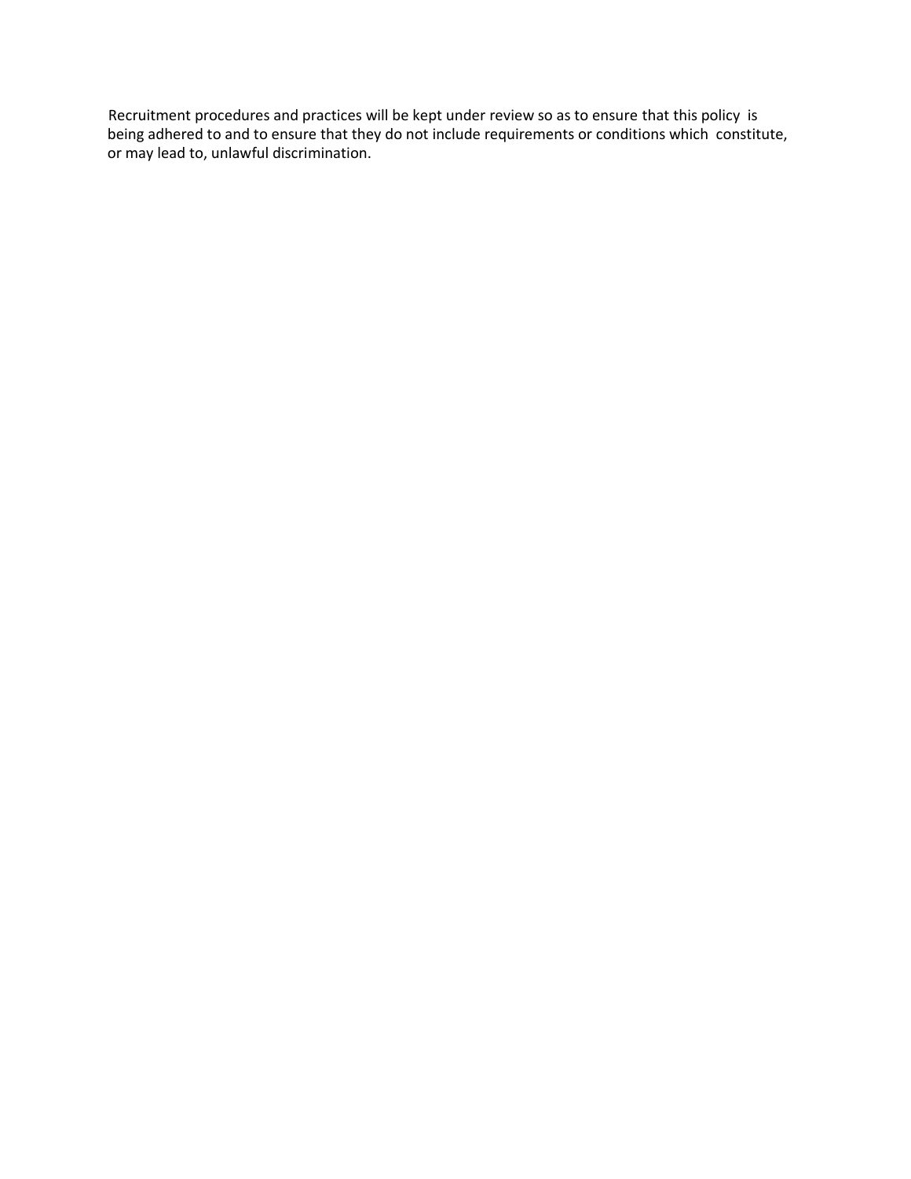Recruitment procedures and practices will be kept under review so as to ensure that this policy is being adhered to and to ensure that they do not include requirements or conditions which constitute, or may lead to, unlawful discrimination.